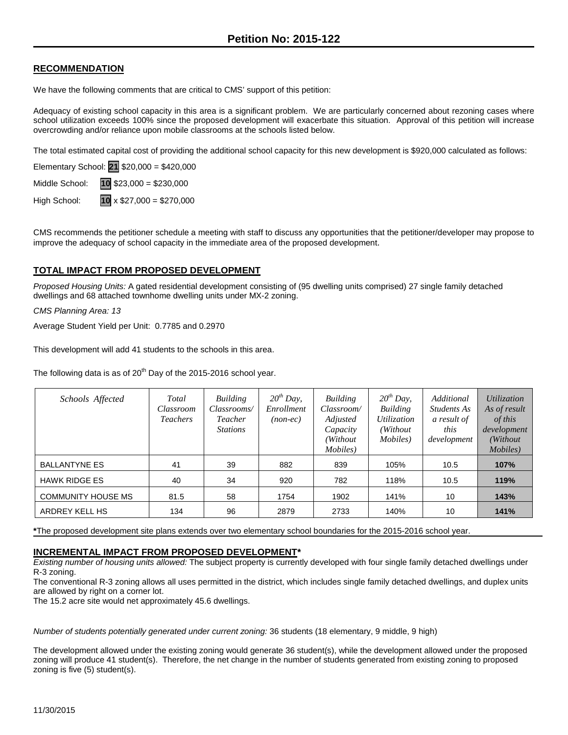# Petition No: 2015-122

## RECOMMENDATION

We have the following comments that are critical to CMS' support of this petition:

Adequacy of existing school capacity in this area is a significant problem. We are particularly concerned about rezoning cases where school utilization exceeds 100% since the proposed development will exacerbate this situation. Approval of this petition will increase overcrowding and/or reliance upon mobile classrooms at the schools listed below.

The total estimated capital cost of providing the additional school capacity for this new development is $920,000 calculated as follows:

Elementary School: **21** $20,000 = $420,000

Middle School: **10** $23,000 = $230,000

High School: **10** x $27,000 = $270,000

CMS recommends the petitioner schedule a meeting with staff to discuss any opportunities that the petitioner/developer may propose to improve the adequacy of school capacity in the immediate area of the proposed development.

## TOTAL IMPACT FROM PROPOSED DEVELOPMENT

*Proposed Housing Units:* A gated residential development consisting of (95 dwelling units comprised) 27 single family detached dwellings and 68 attached townhome dwelling units under MX-2 zoning.

*CMS Planning Area: 13*

Average Student Yield per Unit: 0.7785 and 0.2970

This development will add 41 students to the schools in this area.

The following data is as of 20th Day of the 2015-2016 school year.

| *Schools Affected* | *Total Classroom Teachers* | *Building Classrooms/ Teacher Stations* | *20th Day, Enrollment (non-ec)* | *Building Classroom/ Adjusted Capacity (Without Mobiles)* | *20th Day, Building Utilization (Without Mobiles)* | *Additional Students As a result of this development* | *Utilization As of result of this development (Without Mobiles)* |
|---|---|---|---|---|---|---|---|
| BALLANTYNE ES | 41 | 39 | 882 | 839 | 105% | 10.5 | **107%** |
| HAWK RIDGE ES | 40 | 34 | 920 | 782 | 118% | 10.5 | **119%** |
| COMMUNITY HOUSE MS | 81.5 | 58 | 1754 | 1902 | 141% | 10 | **143%** |
| ARDREY KELL HS | 134 | 96 | 2879 | 2733 | 140% | 10 | **141%** |

**\***The proposed development site plans extends over two elementary school boundaries for the 2015-2016 school year.

## INCREMENTAL IMPACT FROM PROPOSED DEVELOPMENT*

*Existing number of housing units allowed:* The subject property is currently developed with four single family detached dwellings under R-3 zoning.

The conventional R-3 zoning allows all uses permitted in the district, which includes single family detached dwellings, and duplex units are allowed by right on a corner lot.

The 15.2 acre site would net approximately 45.6 dwellings.

*Number of students potentially generated under current zoning:* 36 students (18 elementary, 9 middle, 9 high)

The development allowed under the existing zoning would generate 36 student(s), while the development allowed under the proposed zoning will produce 41 student(s). Therefore, the net change in the number of students generated from existing zoning to proposed zoning is five (5) student(s).

11/30/2015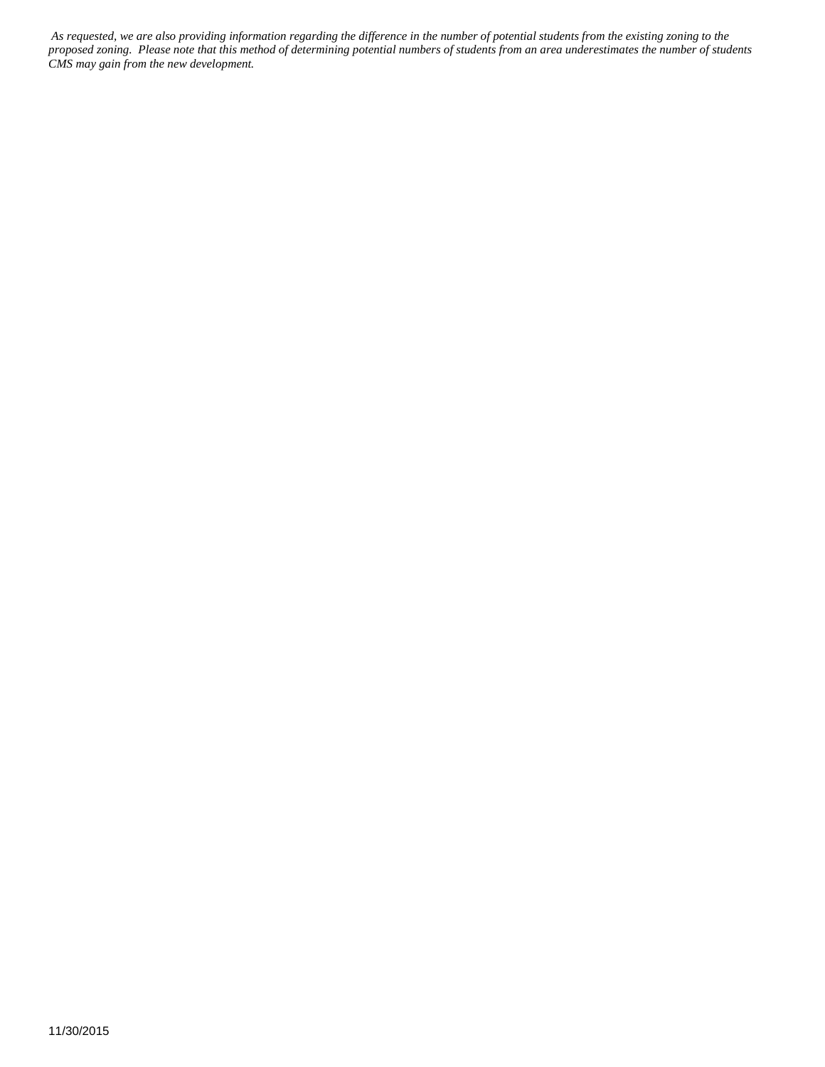*As requested, we are also providing information regarding the difference in the number of potential students from the existing zoning to the proposed zoning. Please note that this method of determining potential numbers of students from an area underestimates the number of students CMS may gain from the new development.*

11/30/2015